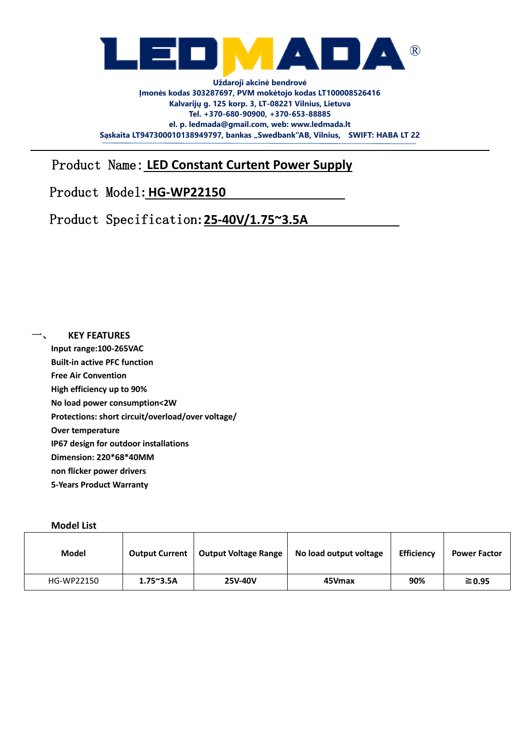# LEDMADA®

**Uždaroji akcinė bendrovė**
**Įmonės kodas 303287697, PVM mokėtojo kodas LT100008526416**
**Kalvarijų g. 125 korp. 3, LT-08221 Vilnius, Lietuva**
**Tel. +370-680-90900, +370-653-88885**
**el. p. ledmada@gmail.com, web: www.ledmada.lt**
**Sąskaita LT947300010138949797, bankas „Swedbank"AB, Vilnius,   SWIFT: HABA LT 22**

---

Product Name: **LED Constant Curtent Power Supply**

Product Model: **HG-WP22150**

Product Specification: **25-40V/1.75~3.5A**

## 一、 KEY FEATURES

**Input range:100-265VAC**
**Built-in active PFC function**
**Free Air Convention**
**High efficiency up to 90%**
**No load power consumption<2W**
**Protections: short circuit/overload/over voltage/**
**Over temperature**
**IP67 design for outdoor installations**
**Dimension: 220*68*40MM**
**non flicker power drivers**
**5-Years Product Warranty**

**Model List**

| Model | Output Current | Output Voltage Range | No load output voltage | Efficiency | Power Factor |
|---|---|---|---|---|---|
| HG-WP22150 | 1.75~3.5A | 25V-40V | 45Vmax | 90% | ≧0.95 |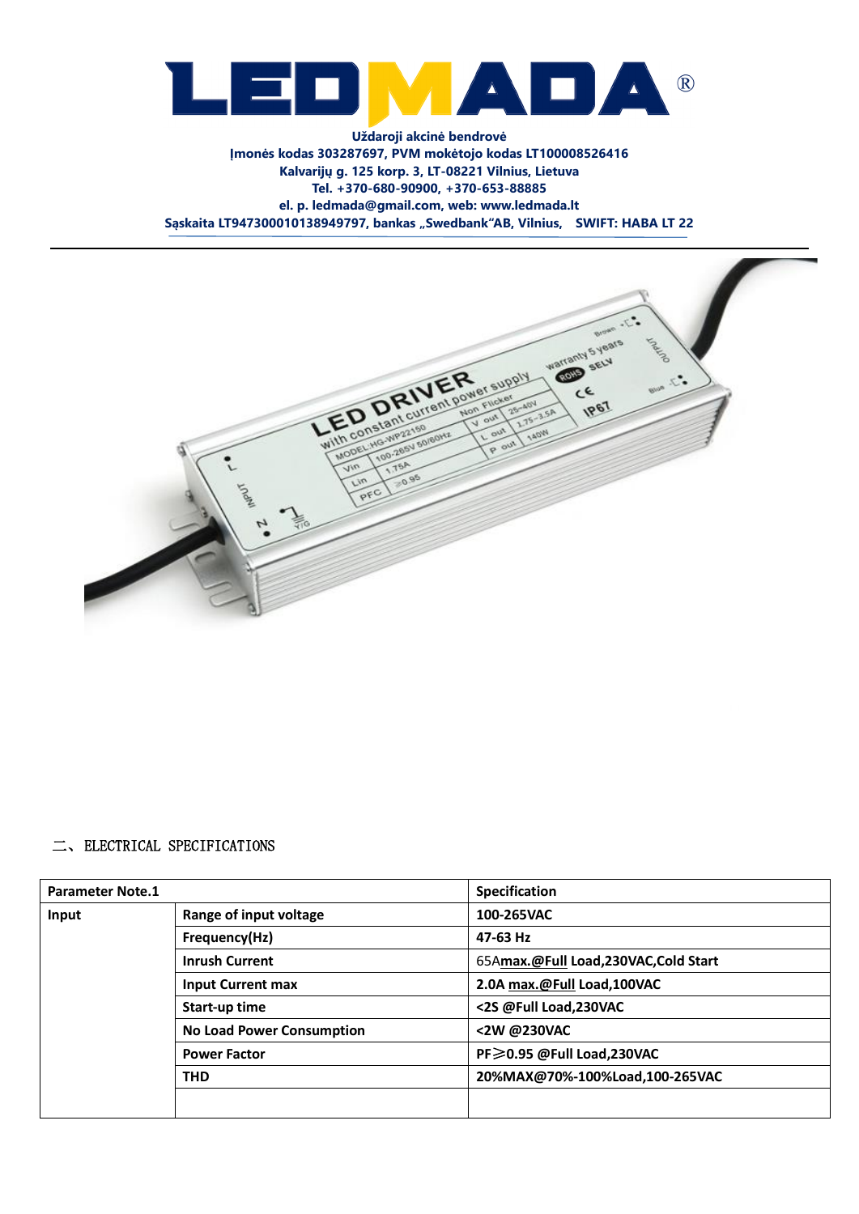LEDMADA®

**Uždaroji akcinė bendrovė**
**Įmonės kodas 303287697, PVM mokėtojo kodas LT100008526416**
**Kalvarijų g. 125 korp. 3, LT-08221 Vilnius, Lietuva**
**Tel. +370-680-90900, +370-653-88885**
**el. p. ledmada@gmail.com, web: www.ledmada.lt**
**Sąskaita LT947300010138949797, bankas „Swedbank"AB, Vilnius, SWIFT: HABA LT 22**

二、ELECTRICAL SPECIFICATIONS

| **Parameter Note.1** | | **Specification** |
|---|---|---|
| **Input** | **Range of input voltage** | **100-265VAC** |
| | **Frequency(Hz)** | **47-63 Hz** |
| | **Inrush Current** | 65A**max.@Full Load,230VAC,Cold Start** |
| | **Input Current max** | **2.0A max.@Full Load,100VAC** |
| | **Start-up time** | **<2S @Full Load,230VAC** |
| | **No Load Power Consumption** | **<2W @230VAC** |
| | **Power Factor** | **PF≥0.95 @Full Load,230VAC** |
| | **THD** | **20%MAX@70%-100%Load,100-265VAC** |
| | | |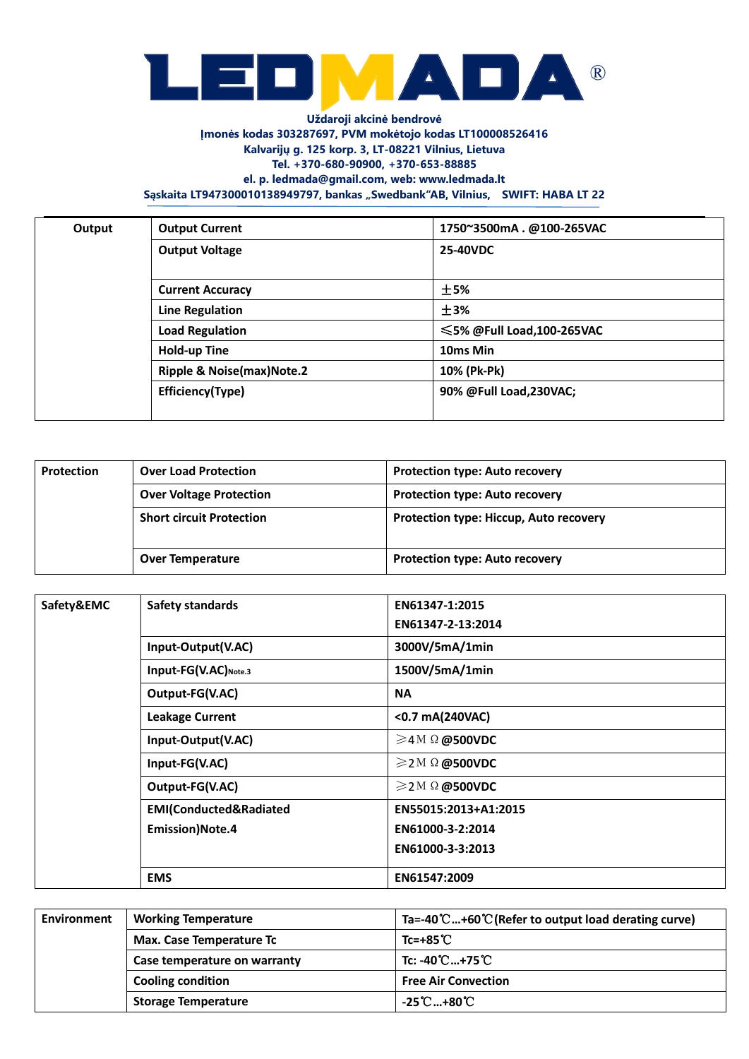**LEDMADA**®

**Uždaroji akcinė bendrovė**
**Įmonės kodas 303287697, PVM mokėtojo kodas LT100008526416**
**Kalvarijų g. 125 korp. 3, LT-08221 Vilnius, Lietuva**
**Tel. +370-680-90900, +370-653-88885**
**el. p. ledmada@gmail.com, web: www.ledmada.lt**
**Sąskaita LT947300010138949797, bankas „Swedbank"AB, Vilnius, SWIFT: HABA LT 22**

| Output | Output Current | 1750~3500mA . @100-265VAC |
|---|---|---|
| | Output Voltage | 25-40VDC |
| | Current Accuracy | ±5% |
| | Line Regulation | ±3% |
| | Load Regulation | ≤5% @Full Load,100-265VAC |
| | Hold-up Tine | 10ms Min |
| | Ripple & Noise(max)Note.2 | 10% (Pk-Pk) |
| | Efficiency(Type) | 90% @Full Load,230VAC; |

| Protection | Over Load Protection | Protection type: Auto recovery |
|---|---|---|
| | Over Voltage Protection | Protection type: Auto recovery |
| | Short circuit Protection | Protection type: Hiccup, Auto recovery |
| | Over Temperature | Protection type: Auto recovery |

| Safety&EMC | Safety standards | EN61347-1:2015<br>EN61347-2-13:2014 |
|---|---|---|
| | Input-Output(V.AC) | 3000V/5mA/1min |
| | Input-FG(V.AC)Note.3 | 1500V/5mA/1min |
| | Output-FG(V.AC) | NA |
| | Leakage Current | <0.7 mA(240VAC) |
| | Input-Output(V.AC) | ≥4MΩ @500VDC |
| | Input-FG(V.AC) | ≥2MΩ @500VDC |
| | Output-FG(V.AC) | ≥2MΩ @500VDC |
| | EMI(Conducted&Radiated Emission)Note.4 | EN55015:2013+A1:2015<br>EN61000-3-2:2014<br>EN61000-3-3:2013 |
| | EMS | EN61547:2009 |

| Environment | Working Temperature | Ta=-40℃…+60℃(Refer to output load derating curve) |
|---|---|---|
| | Max. Case Temperature Tc | Tc=+85℃ |
| | Case temperature on warranty | Tc: -40℃…+75℃ |
| | Cooling condition | Free Air Convection |
| | Storage Temperature | -25℃…+80℃ |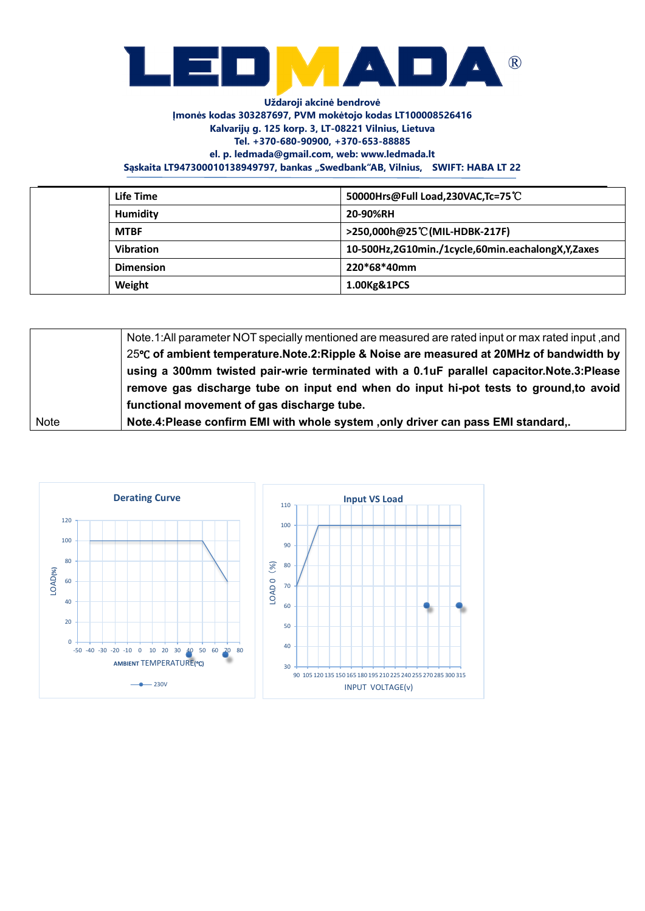**Uždaroji akcinė bendrovė**
**Įmonės kodas 303287697, PVM mokėtojo kodas LT100008526416**
**Kalvarijų g. 125 korp. 3, LT-08221 Vilnius, Lietuva**
**Tel. +370-680-90900, +370-653-88885**
**el. p. ledmada@gmail.com, web: www.ledmada.lt**
**Sąskaita LT947300010138949797, bankas „Swedbank"AB, Vilnius, SWIFT: HABA LT 22**

| | | |
|---|---|---|
| | **Life Time** | **50000Hrs@Full Load,230VAC,Tc=75℃** |
| | **Humidity** | **20-90%RH** |
| | **MTBF** | **>250,000h@25℃(MIL-HDBK-217F)** |
| | **Vibration** | **10-500Hz,2G10min./1cycle,60min.eachalongX,Y,Zaxes** |
| | **Dimension** | **220*68*40mm** |
| | **Weight** | **1.00Kg&1PCS** |

| | |
|---|---|
| Note | Note.1:All parameter NOT specially mentioned are measured are rated input or max rated input ,and 25℃ **of ambient temperature.Note.2:Ripple & Noise are measured at 20MHz of bandwidth by using a 300mm twisted pair-wrie terminated with a 0.1uF parallel capacitor.Note.3:Please remove gas discharge tube on input end when do input hi-pot tests to ground,to avoid functional movement of gas discharge tube.** **Note.4:Please confirm EMI with whole system ,only driver can pass EMI standard,.** |

**Derating Curve**

LOAD(%) vs AMBIENT TEMPERATURE(℃) — 230V

**Input VS Load**

LOAD O (%) vs INPUT VOLTAGE(v)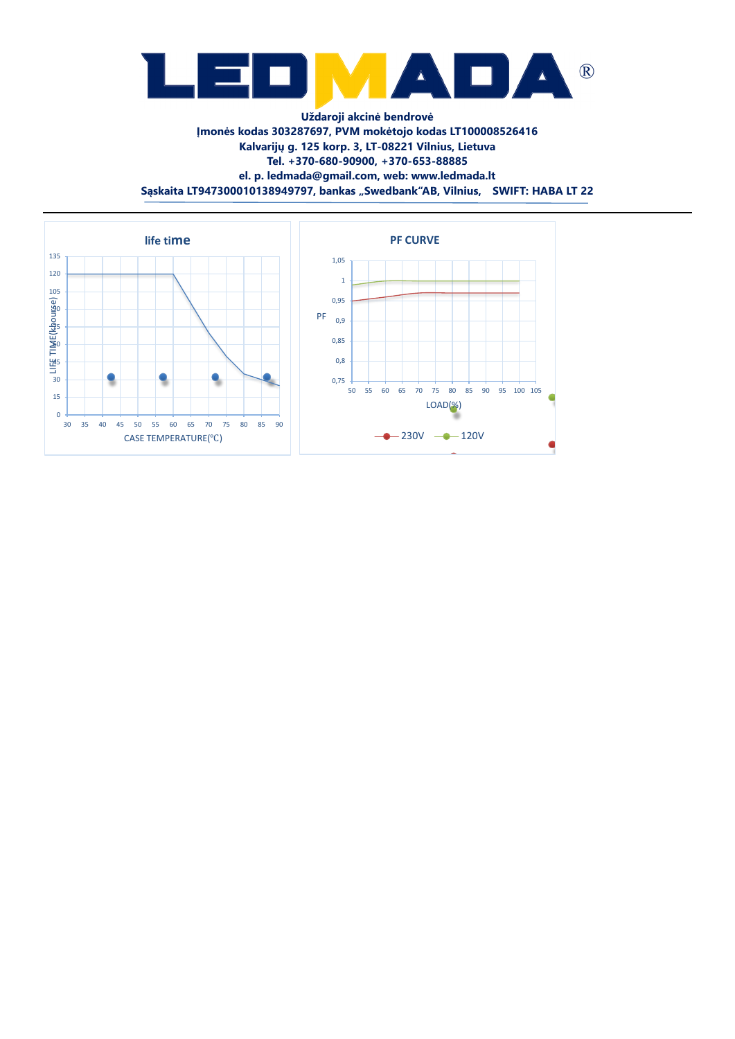Uždaroji akcinė bendrovė
Įmonės kodas 303287697, PVM mokėtojo kodas LT100008526416
Kalvarijų g. 125 korp. 3, LT-08221 Vilnius, Lietuva
Tel. +370-680-90900, +370-653-88885
el. p. ledmada@gmail.com, web: www.ledmada.lt
Sąskaita LT947300010138949797, bankas „Swedbank"AB, Vilnius, SWIFT: HABA LT 22

life time

LIFE TIME(khourse)

135
120
105
90
75
60
45
30
15
0

30 35 40 45 50 55 60 65 70 75 80 85 90

CASE TEMPERATURE(℃)

PF CURVE

PF

1,05
1
0,95
0,9
0,85
0,8
0,75

50 55 60 65 70 75 80 85 90 95 100 105

LOAD(%)

230V 120V